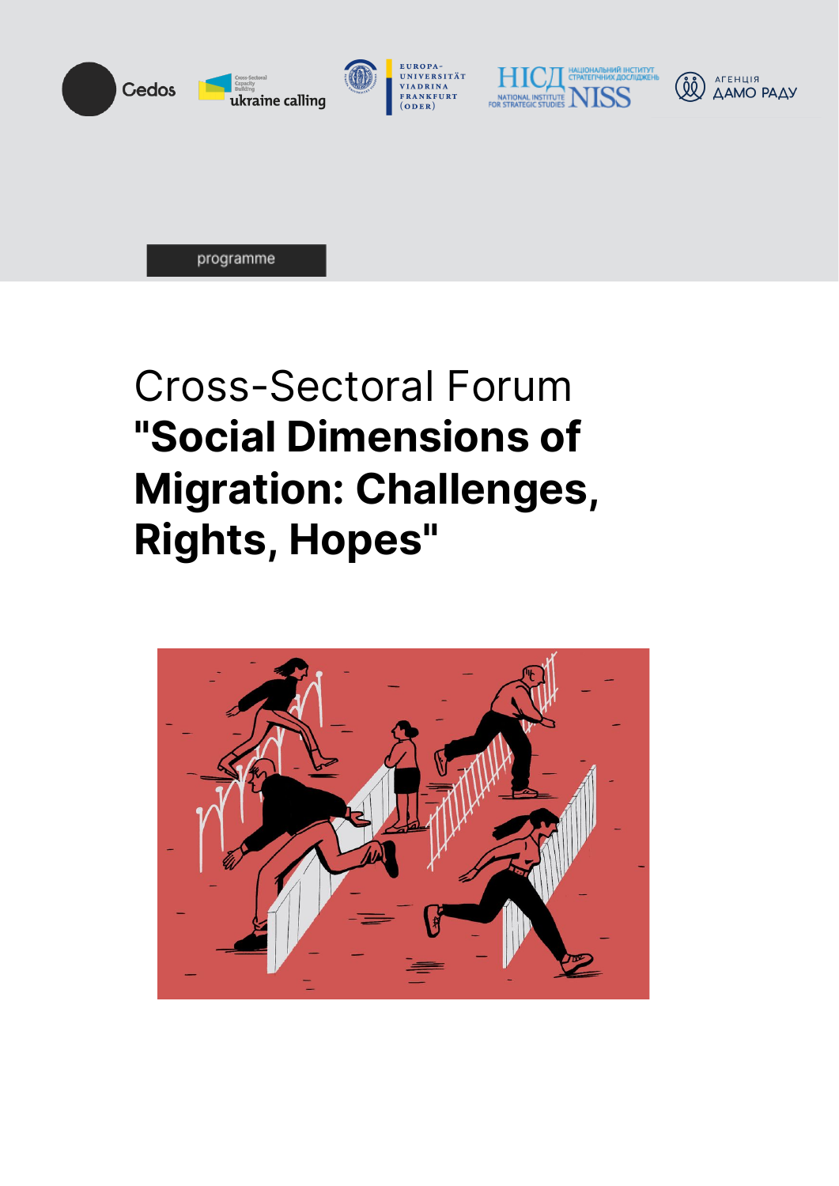Cedos

ukraine calling

EUROPA-UNIVERSITÄT VIADRINA FRANKFURT (ODER)

НІСД НАЦІОНАЛЬНИЙ ІНСТИТУТ СТРАТЕГІЧНИХ ДОСЛІДЖЕНЬ NATIONAL INSTITUTE FOR STRATEGIC STUDIES NISS

АГЕНЦІЯ ДАМО РАДУ

programme

# Cross-Sectoral Forum **"Social Dimensions of Migration: Challenges, Rights, Hopes"**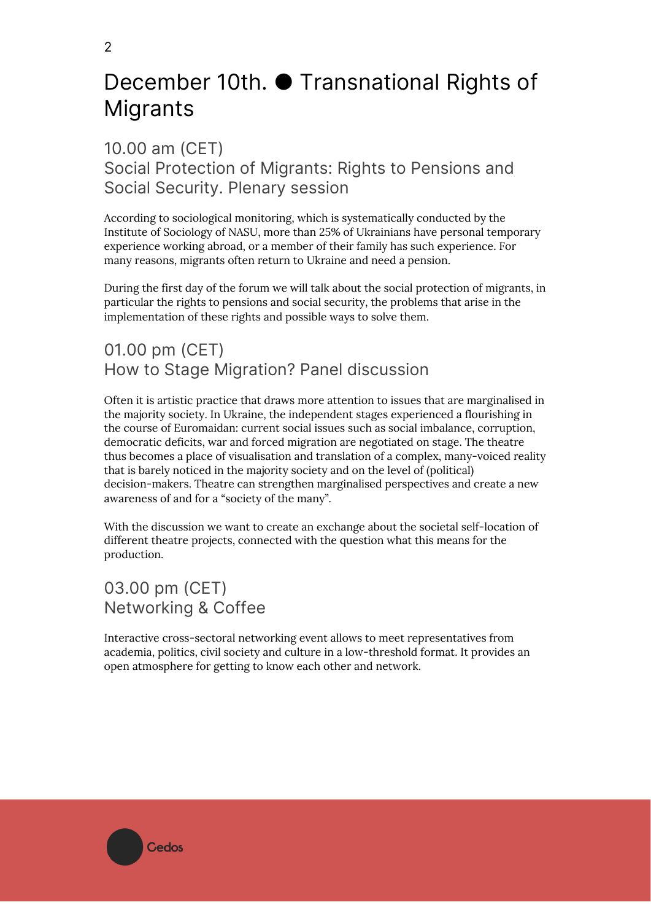# December 10th. ● Transnational Rights of Migrants

## 10.00 am (CET)
## Social Protection of Migrants: Rights to Pensions and Social Security. Plenary session

According to sociological monitoring, which is systematically conducted by the Institute of Sociology of NASU, more than 25% of Ukrainians have personal temporary experience working abroad, or a member of their family has such experience. For many reasons, migrants often return to Ukraine and need a pension.

During the first day of the forum we will talk about the social protection of migrants, in particular the rights to pensions and social security, the problems that arise in the implementation of these rights and possible ways to solve them.

## 01.00 pm (CET)
## How to Stage Migration? Panel discussion

Often it is artistic practice that draws more attention to issues that are marginalised in the majority society. In Ukraine, the independent stages experienced a flourishing in the course of Euromaidan: current social issues such as social imbalance, corruption, democratic deficits, war and forced migration are negotiated on stage. The theatre thus becomes a place of visualisation and translation of a complex, many-voiced reality that is barely noticed in the majority society and on the level of (political) decision-makers. Theatre can strengthen marginalised perspectives and create a new awareness of and for a "society of the many".

With the discussion we want to create an exchange about the societal self-location of different theatre projects, connected with the question what this means for the production.

## 03.00 pm (CET)
## Networking & Coffee

Interactive cross-sectoral networking event allows to meet representatives from academia, politics, civil society and culture in a low-threshold format. It provides an open atmosphere for getting to know each other and network.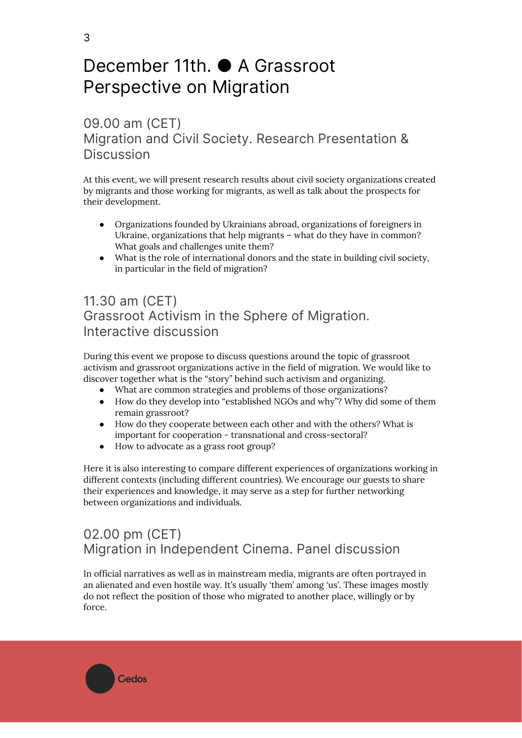# December 11th. ● A Grassroot Perspective on Migration

## 09.00 am (CET)
## Migration and Civil Society. Research Presentation & Discussion

At this event, we will present research results about civil society organizations created by migrants and those working for migrants, as well as talk about the prospects for their development.

- Organizations founded by Ukrainians abroad, organizations of foreigners in Ukraine, organizations that help migrants – what do they have in common? What goals and challenges unite them?
- What is the role of international donors and the state in building civil society, in particular in the field of migration?

## 11.30 am (CET)
## Grassroot Activism in the Sphere of Migration. Interactive discussion

During this event we propose to discuss questions around the topic of grassroot activism and grassroot organizations active in the field of migration. We would like to discover together what is the "story" behind such activism and organizing.

- What are common strategies and problems of those organizations?
- How do they develop into "established NGOs and why"? Why did some of them remain grassroot?
- How do they cooperate between each other and with the others? What is important for cooperation - transnational and cross-sectoral?
- How to advocate as a grass root group?

Here it is also interesting to compare different experiences of organizations working in different contexts (including different countries). We encourage our guests to share their experiences and knowledge, it may serve as a step for further networking between organizations and individuals.

## 02.00 pm (CET)
## Migration in Independent Cinema. Panel discussion

In official narratives as well as in mainstream media, migrants are often portrayed in an alienated and even hostile way. It's usually 'them' among 'us'. These images mostly do not reflect the position of those who migrated to another place, willingly or by force.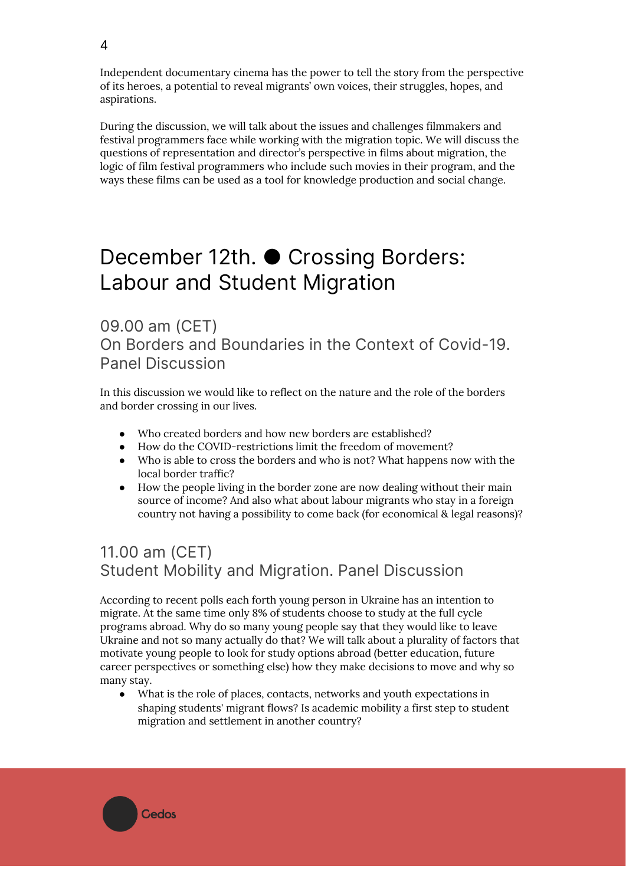Independent documentary cinema has the power to tell the story from the perspective of its heroes, a potential to reveal migrants' own voices, their struggles, hopes, and aspirations.

During the discussion, we will talk about the issues and challenges filmmakers and festival programmers face while working with the migration topic. We will discuss the questions of representation and director's perspective in films about migration, the logic of film festival programmers who include such movies in their program, and the ways these films can be used as a tool for knowledge production and social change.

# December 12th. ● Crossing Borders: Labour and Student Migration

## 09.00 am (CET) On Borders and Boundaries in the Context of Covid-19. Panel Discussion

In this discussion we would like to reflect on the nature and the role of the borders and border crossing in our lives.

- Who created borders and how new borders are established?
- How do the COVID-restrictions limit the freedom of movement?
- Who is able to cross the borders and who is not? What happens now with the local border traffic?
- How the people living in the border zone are now dealing without their main source of income? And also what about labour migrants who stay in a foreign country not having a possibility to come back (for economical & legal reasons)?

## 11.00 am (CET) Student Mobility and Migration. Panel Discussion

According to recent polls each forth young person in Ukraine has an intention to migrate. At the same time only 8% of students choose to study at the full cycle programs abroad. Why do so many young people say that they would like to leave Ukraine and not so many actually do that? We will talk about a plurality of factors that motivate young people to look for study options abroad (better education, future career perspectives or something else) how they make decisions to move and why so many stay.

- What is the role of places, contacts, networks and youth expectations in shaping students' migrant flows? Is academic mobility a first step to student migration and settlement in another country?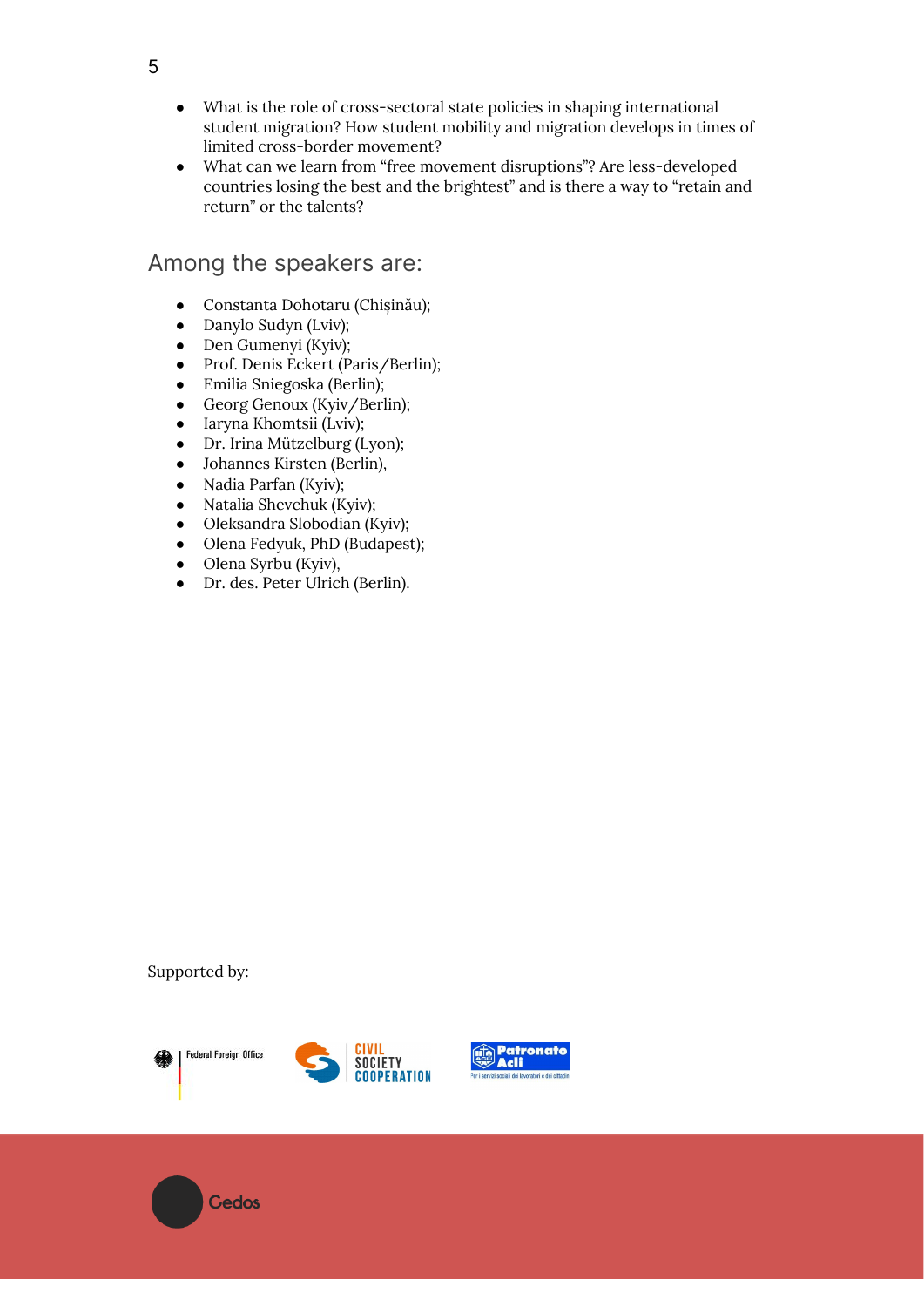- What is the role of cross-sectoral state policies in shaping international student migration? How student mobility and migration develops in times of limited cross-border movement?
- What can we learn from "free movement disruptions"? Are less-developed countries losing the best and the brightest" and is there a way to "retain and return" or the talents?

## Among the speakers are:

- Constanta Dohotaru (Chișinău);
- Danylo Sudyn (Lviv);
- Den Gumenyi (Kyiv);
- Prof. Denis Eckert (Paris/Berlin);
- Emilia Sniegoska (Berlin);
- Georg Genoux (Kyiv/Berlin);
- Iaryna Khomtsii (Lviv);
- Dr. Irina Mützelburg (Lyon);
- Johannes Kirsten (Berlin),
- Nadia Parfan (Kyiv);
- Natalia Shevchuk (Kyiv);
- Oleksandra Slobodian (Kyiv);
- Olena Fedyuk, PhD (Budapest);
- Olena Syrbu (Kyiv),
- Dr. des. Peter Ulrich (Berlin).

Supported by:

Federal Foreign Office

CIVIL SOCIETY COOPERATION

Patronato Acli

Per i servizi sociali dei lavoratori e dei cittadini

Cedos